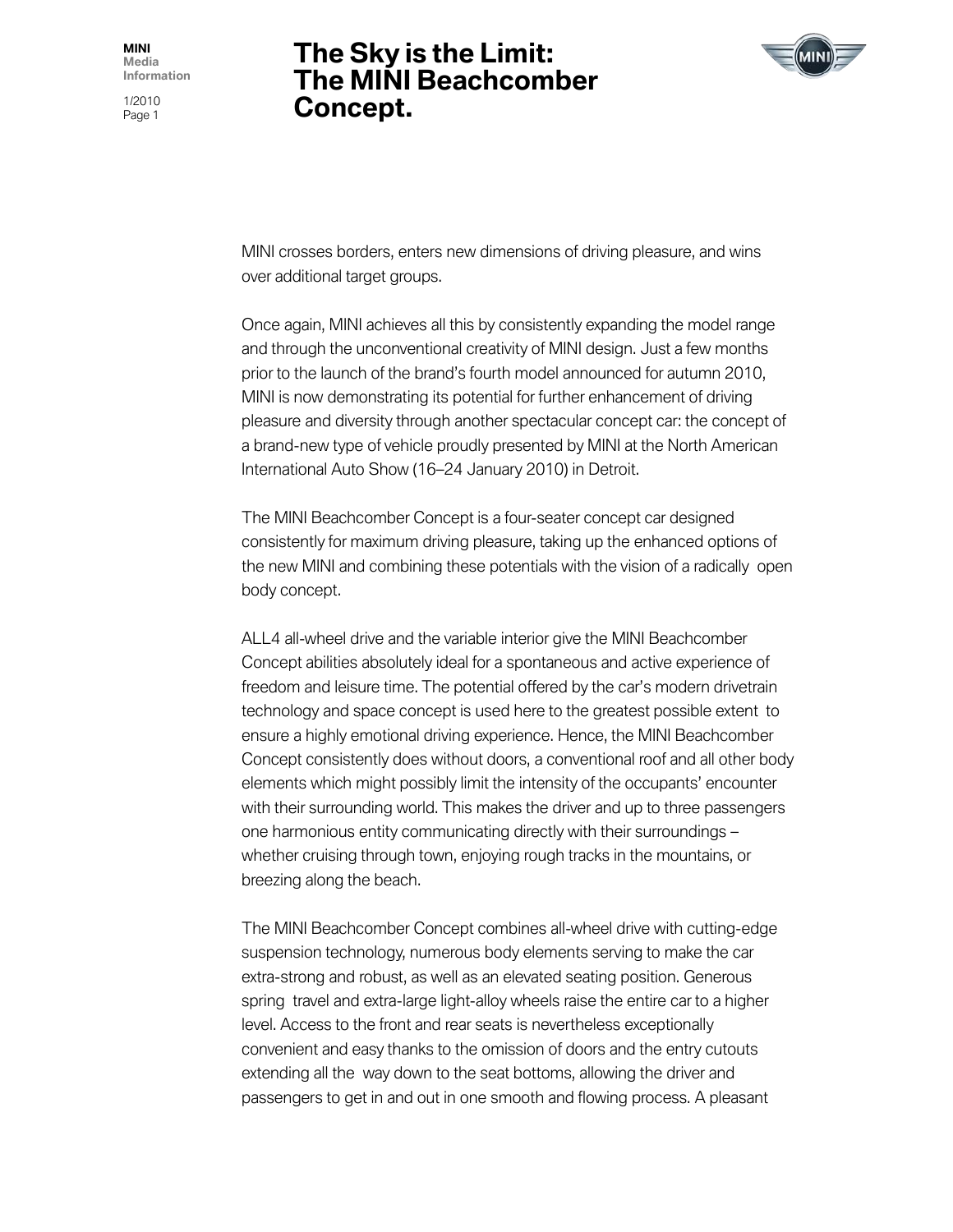# The Sky is the Limit: The MINI Beachcomber Concept.

MINI crosses borders, enters new dimensions of driving pleasure, and wins over additional target groups.

Once again, MINI achieves all this by consistently expanding the model range and through the unconventional creativity of MINI design. Just a few months prior to the launch of the brand's fourth model announced for autumn 2010, MINI is now demonstrating its potential for further enhancement of driving pleasure and diversity through another spectacular concept car: the concept of a brand-new type of vehicle proudly presented by MINI at the North American International Auto Show (16–24 January 2010) in Detroit.

The MINI Beachcomber Concept is a four-seater concept car designed consistently for maximum driving pleasure, taking up the enhanced options of the new MINI and combining these potentials with the vision of a radically open body concept.

ALL4 all-wheel drive and the variable interior give the MINI Beachcomber Concept abilities absolutely ideal for a spontaneous and active experience of freedom and leisure time. The potential offered by the car's modern drivetrain technology and space concept is used here to the greatest possible extent to ensure a highly emotional driving experience. Hence, the MINI Beachcomber Concept consistently does without doors, a conventional roof and all other body elements which might possibly limit the intensity of the occupants' encounter with their surrounding world. This makes the driver and up to three passengers one harmonious entity communicating directly with their surroundings – whether cruising through town, enjoying rough tracks in the mountains, or breezing along the beach.

The MINI Beachcomber Concept combines all-wheel drive with cutting-edge suspension technology, numerous body elements serving to make the car extra-strong and robust, as well as an elevated seating position. Generous spring travel and extra-large light-alloy wheels raise the entire car to a higher level. Access to the front and rear seats is nevertheless exceptionally convenient and easy thanks to the omission of doors and the entry cutouts extending all the way down to the seat bottoms, allowing the driver and passengers to get in and out in one smooth and flowing process. A pleasant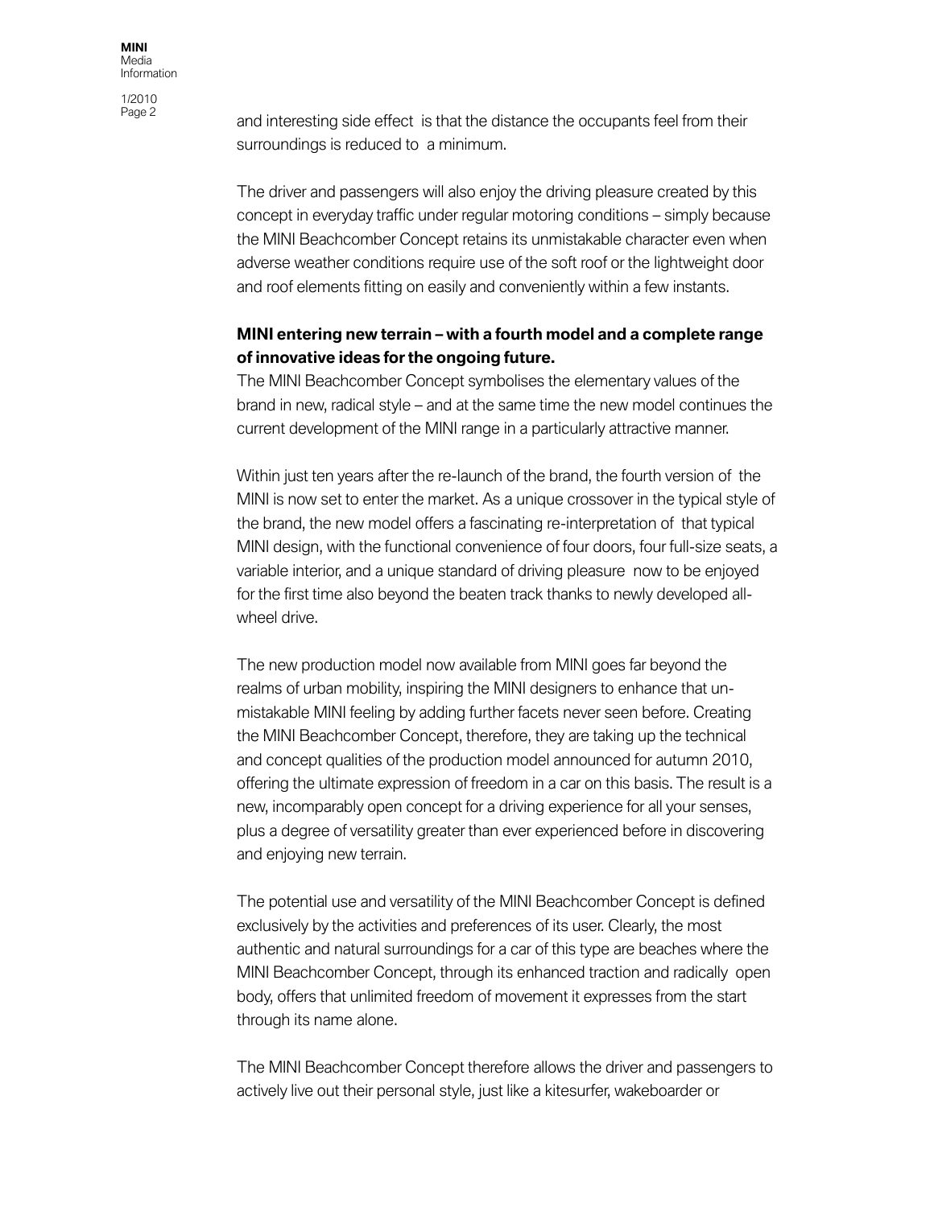and interesting side effect is that the distance the occupants feel from their surroundings is reduced to a minimum.

The driver and passengers will also enjoy the driving pleasure created by this concept in everyday traffic under regular motoring conditions – simply because the MINI Beachcomber Concept retains its unmistakable character even when adverse weather conditions require use of the soft roof or the lightweight door and roof elements fitting on easily and conveniently within a few instants.

**MINI entering new terrain – with a fourth model and a complete range of innovative ideas for the ongoing future.**

The MINI Beachcomber Concept symbolises the elementary values of the brand in new, radical style – and at the same time the new model continues the current development of the MINI range in a particularly attractive manner.

Within just ten years after the re-launch of the brand, the fourth version of the MINI is now set to enter the market. As a unique crossover in the typical style of the brand, the new model offers a fascinating re-interpretation of that typical MINI design, with the functional convenience of four doors, four full-size seats, a variable interior, and a unique standard of driving pleasure now to be enjoyed for the first time also beyond the beaten track thanks to newly developed all-wheel drive.

The new production model now available from MINI goes far beyond the realms of urban mobility, inspiring the MINI designers to enhance that unmistakable MINI feeling by adding further facets never seen before. Creating the MINI Beachcomber Concept, therefore, they are taking up the technical and concept qualities of the production model announced for autumn 2010, offering the ultimate expression of freedom in a car on this basis. The result is a new, incomparably open concept for a driving experience for all your senses, plus a degree of versatility greater than ever experienced before in discovering and enjoying new terrain.

The potential use and versatility of the MINI Beachcomber Concept is defined exclusively by the activities and preferences of its user. Clearly, the most authentic and natural surroundings for a car of this type are beaches where the MINI Beachcomber Concept, through its enhanced traction and radically open body, offers that unlimited freedom of movement it expresses from the start through its name alone.

The MINI Beachcomber Concept therefore allows the driver and passengers to actively live out their personal style, just like a kitesurfer, wakeboarder or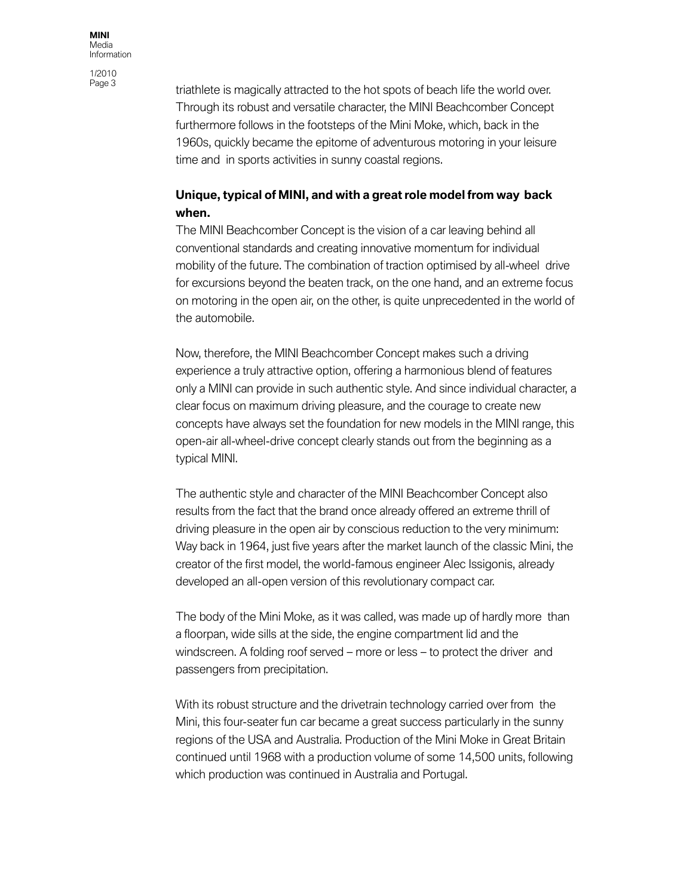triathlete is magically attracted to the hot spots of beach life the world over. Through its robust and versatile character, the MINI Beachcomber Concept furthermore follows in the footsteps of the Mini Moke, which, back in the 1960s, quickly became the epitome of adventurous motoring in your leisure time and in sports activities in sunny coastal regions.

**Unique, typical of MINI, and with a great role model from way back when.**

The MINI Beachcomber Concept is the vision of a car leaving behind all conventional standards and creating innovative momentum for individual mobility of the future. The combination of traction optimised by all-wheel drive for excursions beyond the beaten track, on the one hand, and an extreme focus on motoring in the open air, on the other, is quite unprecedented in the world of the automobile.

Now, therefore, the MINI Beachcomber Concept makes such a driving experience a truly attractive option, offering a harmonious blend of features only a MINI can provide in such authentic style. And since individual character, a clear focus on maximum driving pleasure, and the courage to create new concepts have always set the foundation for new models in the MINI range, this open-air all-wheel-drive concept clearly stands out from the beginning as a typical MINI.

The authentic style and character of the MINI Beachcomber Concept also results from the fact that the brand once already offered an extreme thrill of driving pleasure in the open air by conscious reduction to the very minimum: Way back in 1964, just five years after the market launch of the classic Mini, the creator of the first model, the world-famous engineer Alec Issigonis, already developed an all-open version of this revolutionary compact car.

The body of the Mini Moke, as it was called, was made up of hardly more than a floorpan, wide sills at the side, the engine compartment lid and the windscreen. A folding roof served – more or less – to protect the driver and passengers from precipitation.

With its robust structure and the drivetrain technology carried over from the Mini, this four-seater fun car became a great success particularly in the sunny regions of the USA and Australia. Production of the Mini Moke in Great Britain continued until 1968 with a production volume of some 14,500 units, following which production was continued in Australia and Portugal.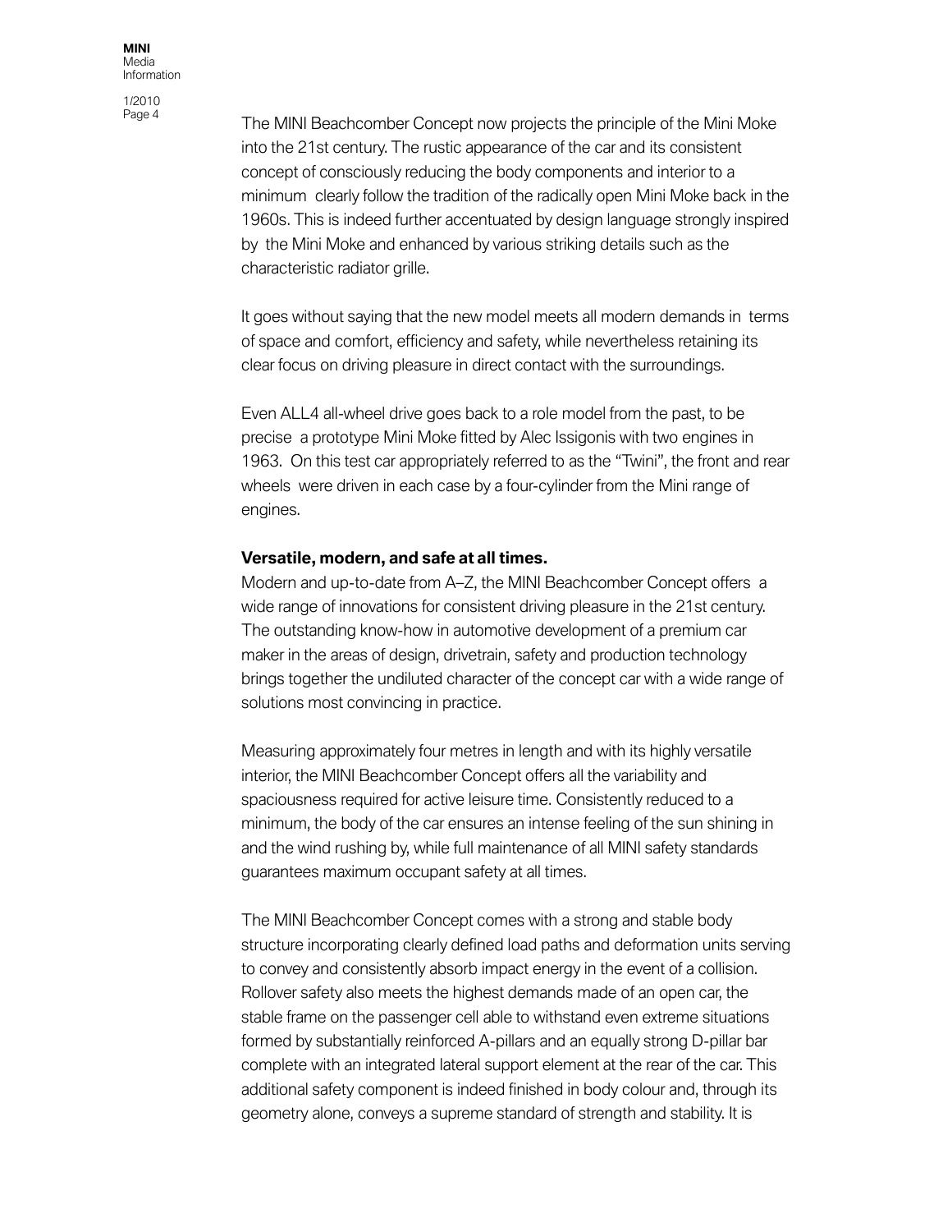The MINI Beachcomber Concept now projects the principle of the Mini Moke into the 21st century. The rustic appearance of the car and its consistent concept of consciously reducing the body components and interior to a minimum clearly follow the tradition of the radically open Mini Moke back in the 1960s. This is indeed further accentuated by design language strongly inspired by the Mini Moke and enhanced by various striking details such as the characteristic radiator grille.

It goes without saying that the new model meets all modern demands in terms of space and comfort, efficiency and safety, while nevertheless retaining its clear focus on driving pleasure in direct contact with the surroundings.

Even ALL4 all-wheel drive goes back to a role model from the past, to be precise a prototype Mini Moke fitted by Alec Issigonis with two engines in 1963. On this test car appropriately referred to as the "Twini", the front and rear wheels were driven in each case by a four-cylinder from the Mini range of engines.

**Versatile, modern, and safe at all times.**

Modern and up-to-date from A–Z, the MINI Beachcomber Concept offers a wide range of innovations for consistent driving pleasure in the 21st century. The outstanding know-how in automotive development of a premium car maker in the areas of design, drivetrain, safety and production technology brings together the undiluted character of the concept car with a wide range of solutions most convincing in practice.

Measuring approximately four metres in length and with its highly versatile interior, the MINI Beachcomber Concept offers all the variability and spaciousness required for active leisure time. Consistently reduced to a minimum, the body of the car ensures an intense feeling of the sun shining in and the wind rushing by, while full maintenance of all MINI safety standards guarantees maximum occupant safety at all times.

The MINI Beachcomber Concept comes with a strong and stable body structure incorporating clearly defined load paths and deformation units serving to convey and consistently absorb impact energy in the event of a collision. Rollover safety also meets the highest demands made of an open car, the stable frame on the passenger cell able to withstand even extreme situations formed by substantially reinforced A-pillars and an equally strong D-pillar bar complete with an integrated lateral support element at the rear of the car. This additional safety component is indeed finished in body colour and, through its geometry alone, conveys a supreme standard of strength and stability. It is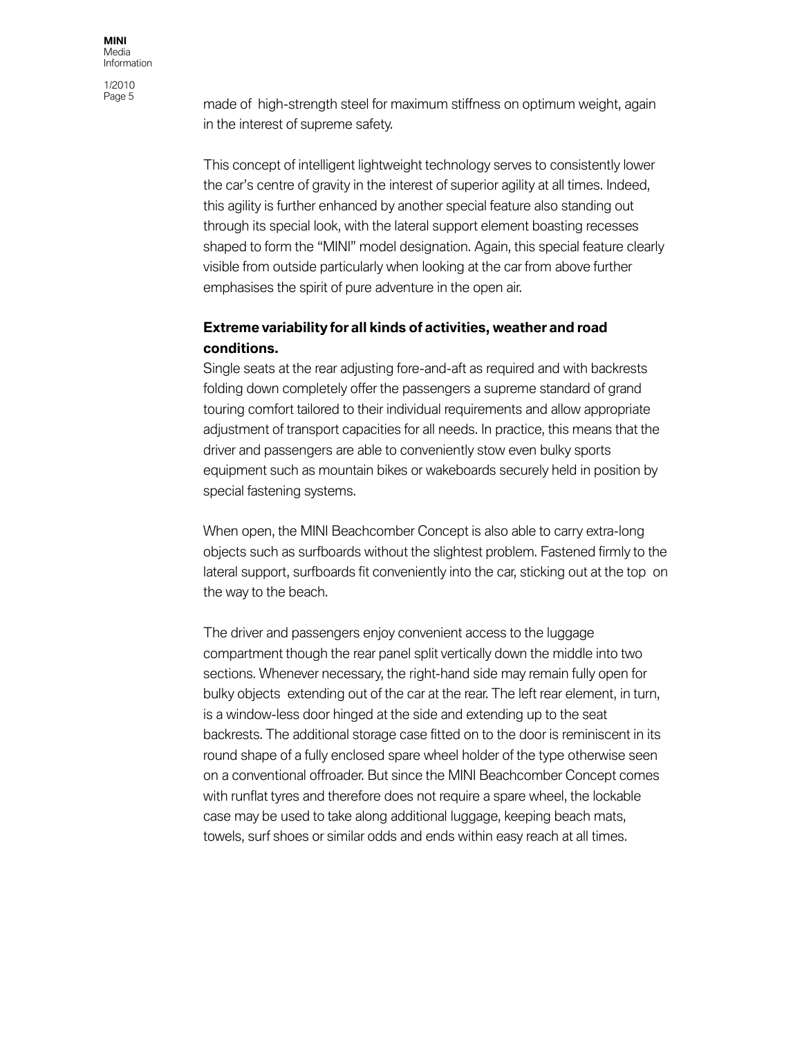made of high-strength steel for maximum stiffness on optimum weight, again in the interest of supreme safety.

This concept of intelligent lightweight technology serves to consistently lower the car's centre of gravity in the interest of superior agility at all times. Indeed, this agility is further enhanced by another special feature also standing out through its special look, with the lateral support element boasting recesses shaped to form the "MINI" model designation. Again, this special feature clearly visible from outside particularly when looking at the car from above further emphasises the spirit of pure adventure in the open air.

**Extreme variability for all kinds of activities, weather and road conditions.**

Single seats at the rear adjusting fore-and-aft as required and with backrests folding down completely offer the passengers a supreme standard of grand touring comfort tailored to their individual requirements and allow appropriate adjustment of transport capacities for all needs. In practice, this means that the driver and passengers are able to conveniently stow even bulky sports equipment such as mountain bikes or wakeboards securely held in position by special fastening systems.

When open, the MINI Beachcomber Concept is also able to carry extra-long objects such as surfboards without the slightest problem. Fastened firmly to the lateral support, surfboards fit conveniently into the car, sticking out at the top on the way to the beach.

The driver and passengers enjoy convenient access to the luggage compartment though the rear panel split vertically down the middle into two sections. Whenever necessary, the right-hand side may remain fully open for bulky objects extending out of the car at the rear. The left rear element, in turn, is a window-less door hinged at the side and extending up to the seat backrests. The additional storage case fitted on to the door is reminiscent in its round shape of a fully enclosed spare wheel holder of the type otherwise seen on a conventional offroader. But since the MINI Beachcomber Concept comes with runflat tyres and therefore does not require a spare wheel, the lockable case may be used to take along additional luggage, keeping beach mats, towels, surf shoes or similar odds and ends within easy reach at all times.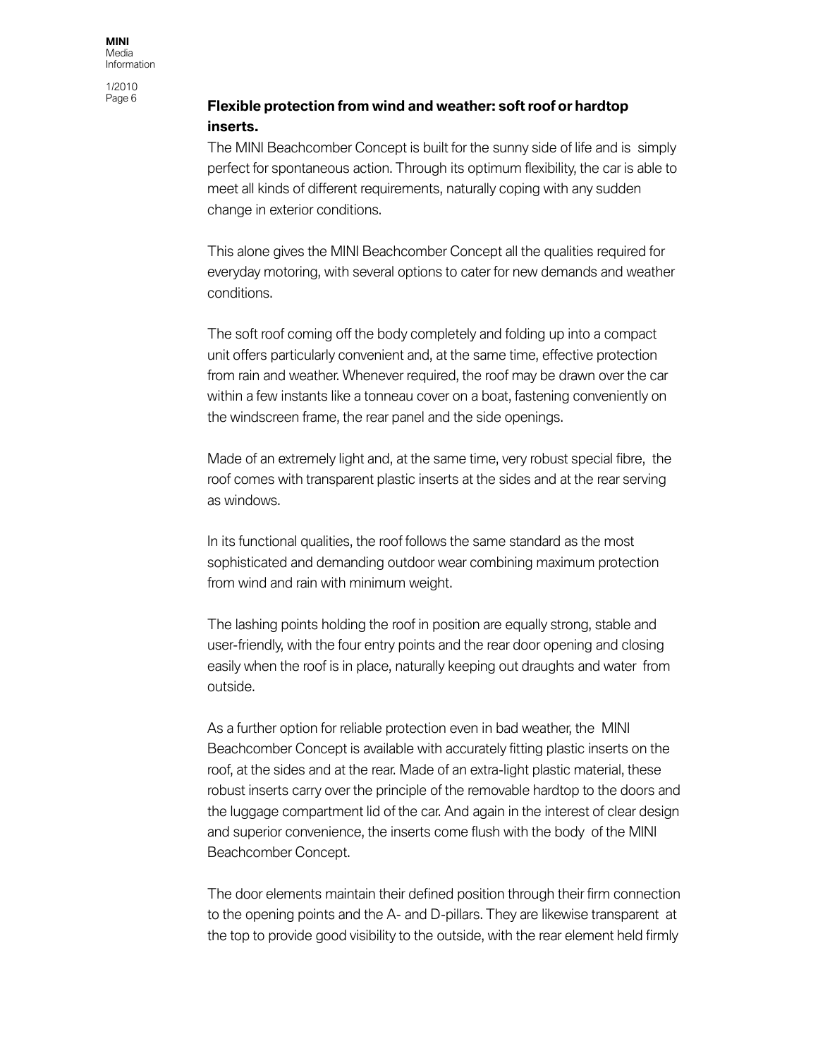**Flexible protection from wind and weather: soft roof or hardtop inserts.**

The MINI Beachcomber Concept is built for the sunny side of life and is simply perfect for spontaneous action. Through its optimum flexibility, the car is able to meet all kinds of different requirements, naturally coping with any sudden change in exterior conditions.

This alone gives the MINI Beachcomber Concept all the qualities required for everyday motoring, with several options to cater for new demands and weather conditions.

The soft roof coming off the body completely and folding up into a compact unit offers particularly convenient and, at the same time, effective protection from rain and weather. Whenever required, the roof may be drawn over the car within a few instants like a tonneau cover on a boat, fastening conveniently on the windscreen frame, the rear panel and the side openings.

Made of an extremely light and, at the same time, very robust special fibre, the roof comes with transparent plastic inserts at the sides and at the rear serving as windows.

In its functional qualities, the roof follows the same standard as the most sophisticated and demanding outdoor wear combining maximum protection from wind and rain with minimum weight.

The lashing points holding the roof in position are equally strong, stable and user-friendly, with the four entry points and the rear door opening and closing easily when the roof is in place, naturally keeping out draughts and water from outside.

As a further option for reliable protection even in bad weather, the MINI Beachcomber Concept is available with accurately fitting plastic inserts on the roof, at the sides and at the rear. Made of an extra-light plastic material, these robust inserts carry over the principle of the removable hardtop to the doors and the luggage compartment lid of the car. And again in the interest of clear design and superior convenience, the inserts come flush with the body of the MINI Beachcomber Concept.

The door elements maintain their defined position through their firm connection to the opening points and the A- and D-pillars. They are likewise transparent at the top to provide good visibility to the outside, with the rear element held firmly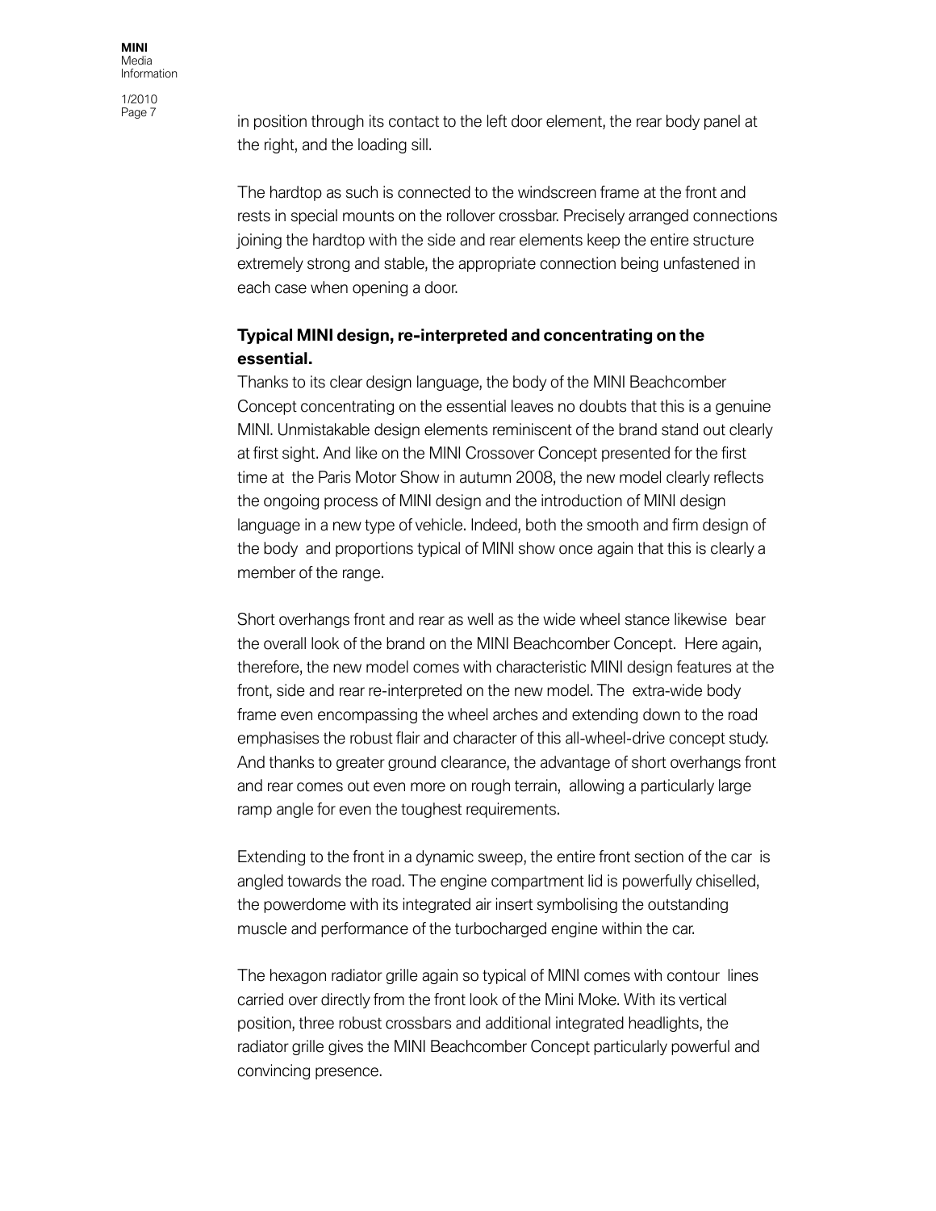in position through its contact to the left door element, the rear body panel at the right, and the loading sill.

The hardtop as such is connected to the windscreen frame at the front and rests in special mounts on the rollover crossbar. Precisely arranged connections joining the hardtop with the side and rear elements keep the entire structure extremely strong and stable, the appropriate connection being unfastened in each case when opening a door.

**Typical MINI design, re-interpreted and concentrating on the essential.**

Thanks to its clear design language, the body of the MINI Beachcomber Concept concentrating on the essential leaves no doubts that this is a genuine MINI. Unmistakable design elements reminiscent of the brand stand out clearly at first sight. And like on the MINI Crossover Concept presented for the first time at the Paris Motor Show in autumn 2008, the new model clearly reflects the ongoing process of MINI design and the introduction of MINI design language in a new type of vehicle. Indeed, both the smooth and firm design of the body and proportions typical of MINI show once again that this is clearly a member of the range.

Short overhangs front and rear as well as the wide wheel stance likewise bear the overall look of the brand on the MINI Beachcomber Concept. Here again, therefore, the new model comes with characteristic MINI design features at the front, side and rear re-interpreted on the new model. The extra-wide body frame even encompassing the wheel arches and extending down to the road emphasises the robust flair and character of this all-wheel-drive concept study. And thanks to greater ground clearance, the advantage of short overhangs front and rear comes out even more on rough terrain, allowing a particularly large ramp angle for even the toughest requirements.

Extending to the front in a dynamic sweep, the entire front section of the car is angled towards the road. The engine compartment lid is powerfully chiselled, the powerdome with its integrated air insert symbolising the outstanding muscle and performance of the turbocharged engine within the car.

The hexagon radiator grille again so typical of MINI comes with contour lines carried over directly from the front look of the Mini Moke. With its vertical position, three robust crossbars and additional integrated headlights, the radiator grille gives the MINI Beachcomber Concept particularly powerful and convincing presence.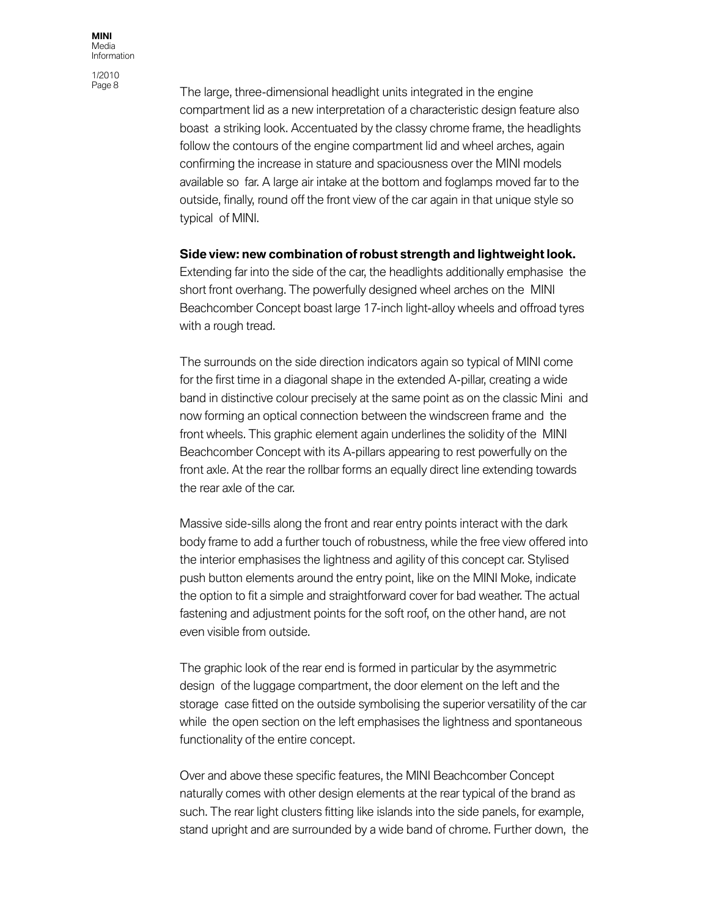The large, three-dimensional headlight units integrated in the engine compartment lid as a new interpretation of a characteristic design feature also boast a striking look. Accentuated by the classy chrome frame, the headlights follow the contours of the engine compartment lid and wheel arches, again confirming the increase in stature and spaciousness over the MINI models available so far. A large air intake at the bottom and foglamps moved far to the outside, finally, round off the front view of the car again in that unique style so typical of MINI.

**Side view: new combination of robust strength and lightweight look.**
Extending far into the side of the car, the headlights additionally emphasise the short front overhang. The powerfully designed wheel arches on the MINI Beachcomber Concept boast large 17-inch light-alloy wheels and offroad tyres with a rough tread.

The surrounds on the side direction indicators again so typical of MINI come for the first time in a diagonal shape in the extended A-pillar, creating a wide band in distinctive colour precisely at the same point as on the classic Mini and now forming an optical connection between the windscreen frame and the front wheels. This graphic element again underlines the solidity of the MINI Beachcomber Concept with its A-pillars appearing to rest powerfully on the front axle. At the rear the rollbar forms an equally direct line extending towards the rear axle of the car.

Massive side-sills along the front and rear entry points interact with the dark body frame to add a further touch of robustness, while the free view offered into the interior emphasises the lightness and agility of this concept car. Stylised push button elements around the entry point, like on the MINI Moke, indicate the option to fit a simple and straightforward cover for bad weather. The actual fastening and adjustment points for the soft roof, on the other hand, are not even visible from outside.

The graphic look of the rear end is formed in particular by the asymmetric design of the luggage compartment, the door element on the left and the storage case fitted on the outside symbolising the superior versatility of the car while the open section on the left emphasises the lightness and spontaneous functionality of the entire concept.

Over and above these specific features, the MINI Beachcomber Concept naturally comes with other design elements at the rear typical of the brand as such. The rear light clusters fitting like islands into the side panels, for example, stand upright and are surrounded by a wide band of chrome. Further down, the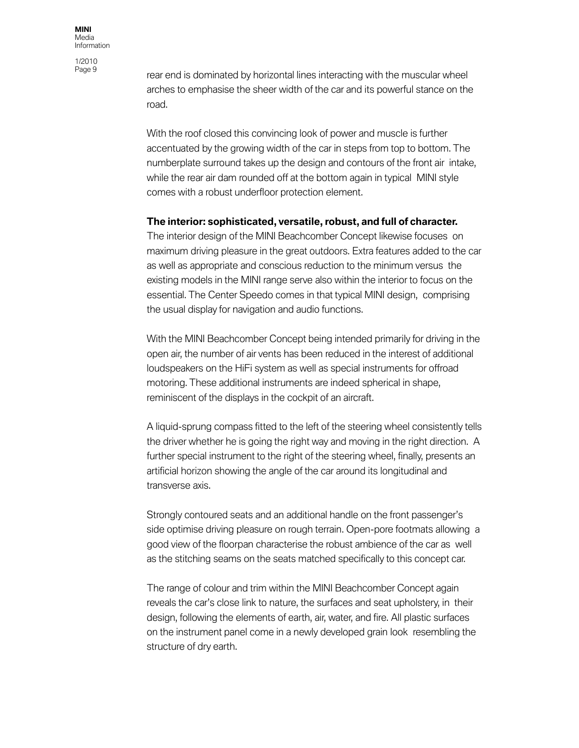rear end is dominated by horizontal lines interacting with the muscular wheel arches to emphasise the sheer width of the car and its powerful stance on the road.

With the roof closed this convincing look of power and muscle is further accentuated by the growing width of the car in steps from top to bottom. The numberplate surround takes up the design and contours of the front air intake, while the rear air dam rounded off at the bottom again in typical MINI style comes with a robust underfloor protection element.

**The interior: sophisticated, versatile, robust, and full of character.**

The interior design of the MINI Beachcomber Concept likewise focuses on maximum driving pleasure in the great outdoors. Extra features added to the car as well as appropriate and conscious reduction to the minimum versus the existing models in the MINI range serve also within the interior to focus on the essential. The Center Speedo comes in that typical MINI design, comprising the usual display for navigation and audio functions.

With the MINI Beachcomber Concept being intended primarily for driving in the open air, the number of air vents has been reduced in the interest of additional loudspeakers on the HiFi system as well as special instruments for offroad motoring. These additional instruments are indeed spherical in shape, reminiscent of the displays in the cockpit of an aircraft.

A liquid-sprung compass fitted to the left of the steering wheel consistently tells the driver whether he is going the right way and moving in the right direction. A further special instrument to the right of the steering wheel, finally, presents an artificial horizon showing the angle of the car around its longitudinal and transverse axis.

Strongly contoured seats and an additional handle on the front passenger's side optimise driving pleasure on rough terrain. Open-pore footmats allowing a good view of the floorpan characterise the robust ambience of the car as well as the stitching seams on the seats matched specifically to this concept car.

The range of colour and trim within the MINI Beachcomber Concept again reveals the car's close link to nature, the surfaces and seat upholstery, in their design, following the elements of earth, air, water, and fire. All plastic surfaces on the instrument panel come in a newly developed grain look resembling the structure of dry earth.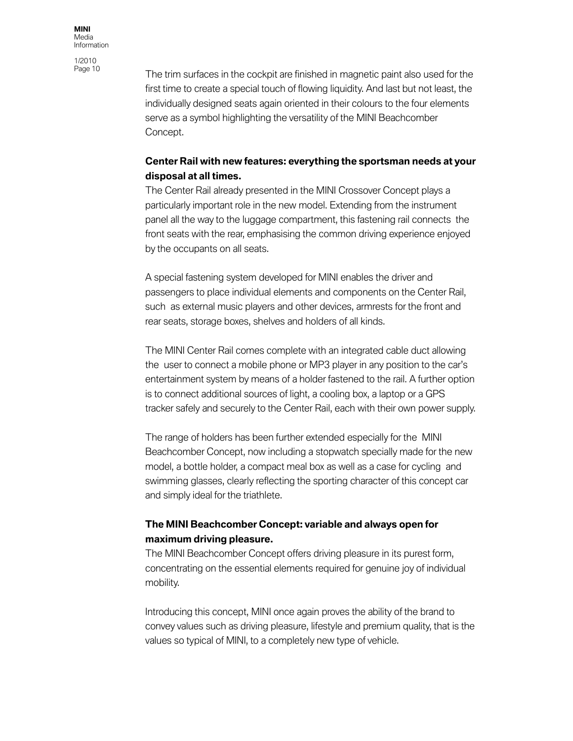The trim surfaces in the cockpit are finished in magnetic paint also used for the first time to create a special touch of flowing liquidity. And last but not least, the individually designed seats again oriented in their colours to the four elements serve as a symbol highlighting the versatility of the MINI Beachcomber Concept.

**Center Rail with new features: everything the sportsman needs at your disposal at all times.**

The Center Rail already presented in the MINI Crossover Concept plays a particularly important role in the new model. Extending from the instrument panel all the way to the luggage compartment, this fastening rail connects the front seats with the rear, emphasising the common driving experience enjoyed by the occupants on all seats.

A special fastening system developed for MINI enables the driver and passengers to place individual elements and components on the Center Rail, such as external music players and other devices, armrests for the front and rear seats, storage boxes, shelves and holders of all kinds.

The MINI Center Rail comes complete with an integrated cable duct allowing the user to connect a mobile phone or MP3 player in any position to the car's entertainment system by means of a holder fastened to the rail. A further option is to connect additional sources of light, a cooling box, a laptop or a GPS tracker safely and securely to the Center Rail, each with their own power supply.

The range of holders has been further extended especially for the MINI Beachcomber Concept, now including a stopwatch specially made for the new model, a bottle holder, a compact meal box as well as a case for cycling and swimming glasses, clearly reflecting the sporting character of this concept car and simply ideal for the triathlete.

**The MINI Beachcomber Concept: variable and always open for maximum driving pleasure.**

The MINI Beachcomber Concept offers driving pleasure in its purest form, concentrating on the essential elements required for genuine joy of individual mobility.

Introducing this concept, MINI once again proves the ability of the brand to convey values such as driving pleasure, lifestyle and premium quality, that is the values so typical of MINI, to a completely new type of vehicle.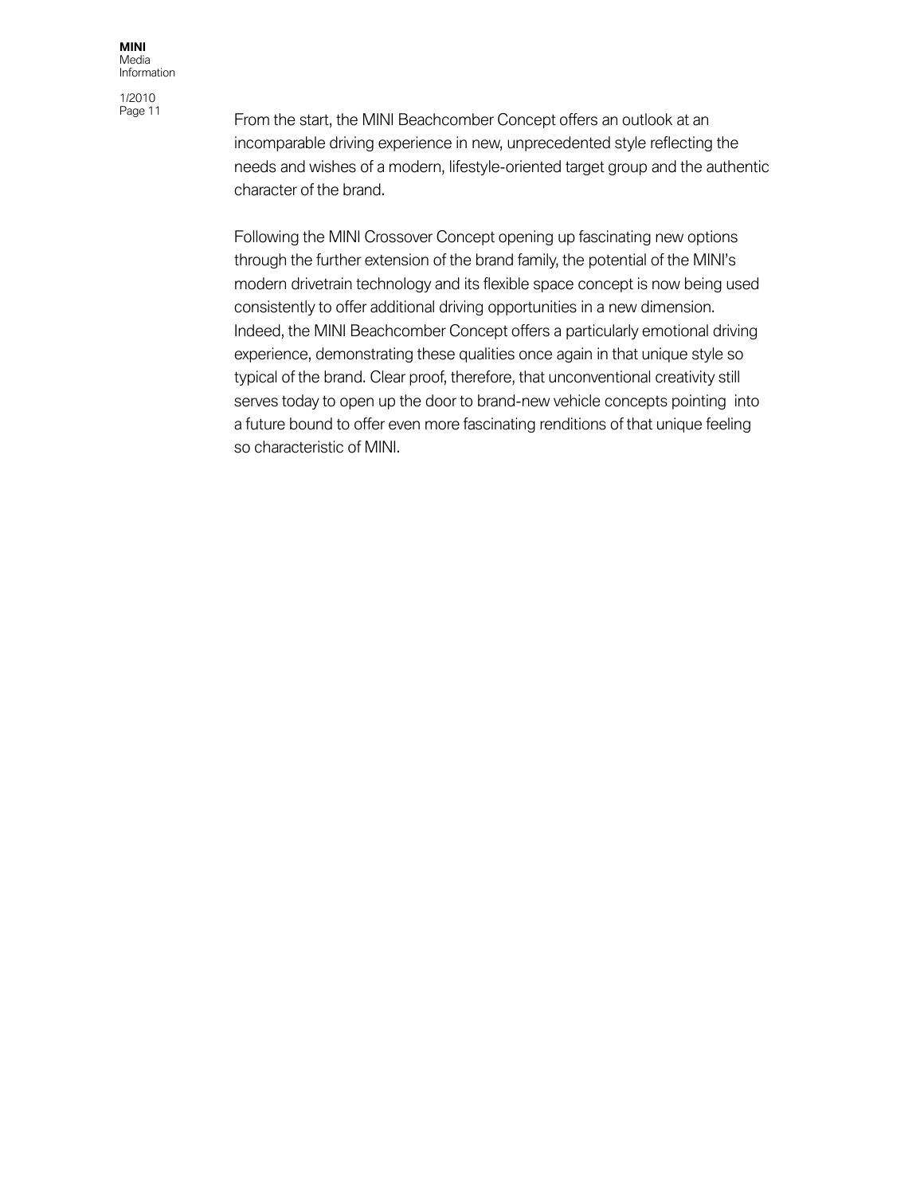From the start, the MINI Beachcomber Concept offers an outlook at an incomparable driving experience in new, unprecedented style reflecting the needs and wishes of a modern, lifestyle-oriented target group and the authentic character of the brand.

Following the MINI Crossover Concept opening up fascinating new options through the further extension of the brand family, the potential of the MINI's modern drivetrain technology and its flexible space concept is now being used consistently to offer additional driving opportunities in a new dimension. Indeed, the MINI Beachcomber Concept offers a particularly emotional driving experience, demonstrating these qualities once again in that unique style so typical of the brand. Clear proof, therefore, that unconventional creativity still serves today to open up the door to brand-new vehicle concepts pointing into a future bound to offer even more fascinating renditions of that unique feeling so characteristic of MINI.